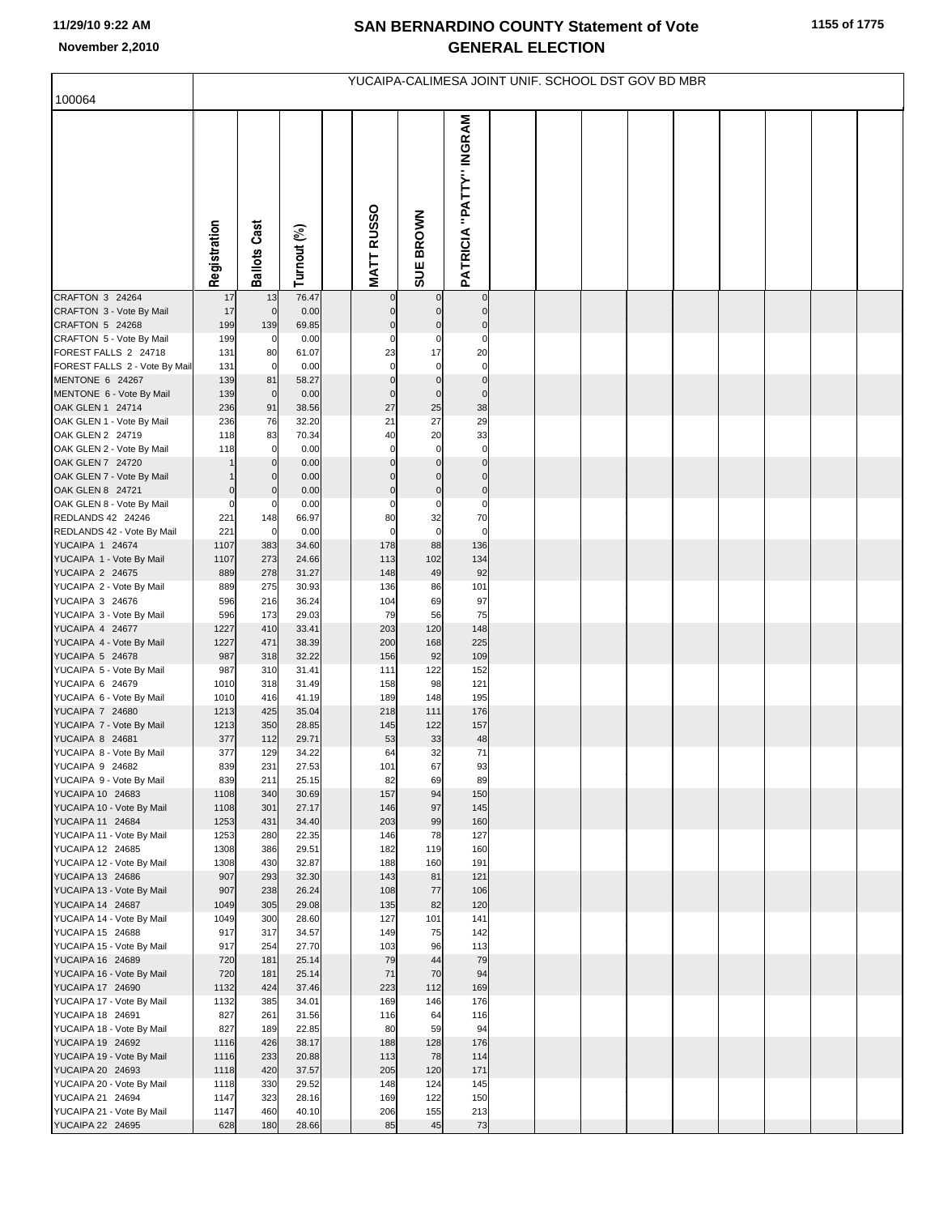# SAN BERNARDINO COUNTY Statement of Vote
# GENERAL ELECTION

November 2,2010

## YUCAIPA-CALIMESA JOINT UNIF. SCHOOL DST GOV BD MBR

100064

| | Registration | Ballots Cast | Turnout (%) | | MATT RUSSO | SUE BROWN | PATRICIA "PATTY" INGRAM |
|---|---|---|---|---|---|---|---|
| CRAFTON 3 24264 | 17 | 13 | 76.47 | | 0 | 0 | 0 |
| CRAFTON 3 - Vote By Mail | 17 | 0 | 0.00 | | 0 | 0 | 0 |
| CRAFTON 5 24268 | 199 | 139 | 69.85 | | 0 | 0 | 0 |
| CRAFTON 5 - Vote By Mail | 199 | 0 | 0.00 | | 0 | 0 | 0 |
| FOREST FALLS 2 24718 | 131 | 80 | 61.07 | | 23 | 17 | 20 |
| FOREST FALLS 2 - Vote By Mail | 131 | 0 | 0.00 | | 0 | 0 | 0 |
| MENTONE 6 24267 | 139 | 81 | 58.27 | | 0 | 0 | 0 |
| MENTONE 6 - Vote By Mail | 139 | 0 | 0.00 | | 0 | 0 | 0 |
| OAK GLEN 1 24714 | 236 | 91 | 38.56 | | 27 | 25 | 38 |
| OAK GLEN 1 - Vote By Mail | 236 | 76 | 32.20 | | 21 | 27 | 29 |
| OAK GLEN 2 24719 | 118 | 83 | 70.34 | | 40 | 20 | 33 |
| OAK GLEN 2 - Vote By Mail | 118 | 0 | 0.00 | | 0 | 0 | 0 |
| OAK GLEN 7 24720 | 1 | 0 | 0.00 | | 0 | 0 | 0 |
| OAK GLEN 7 - Vote By Mail | 1 | 0 | 0.00 | | 0 | 0 | 0 |
| OAK GLEN 8 24721 | 0 | 0 | 0.00 | | 0 | 0 | 0 |
| OAK GLEN 8 - Vote By Mail | 0 | 0 | 0.00 | | 0 | 0 | 0 |
| REDLANDS 42 24246 | 221 | 148 | 66.97 | | 80 | 32 | 70 |
| REDLANDS 42 - Vote By Mail | 221 | 0 | 0.00 | | 0 | 0 | 0 |
| YUCAIPA 1 24674 | 1107 | 383 | 34.60 | | 178 | 88 | 136 |
| YUCAIPA 1 - Vote By Mail | 1107 | 273 | 24.66 | | 113 | 102 | 134 |
| YUCAIPA 2 24675 | 889 | 278 | 31.27 | | 148 | 49 | 92 |
| YUCAIPA 2 - Vote By Mail | 889 | 275 | 30.93 | | 136 | 86 | 101 |
| YUCAIPA 3 24676 | 596 | 216 | 36.24 | | 104 | 69 | 97 |
| YUCAIPA 3 - Vote By Mail | 596 | 173 | 29.03 | | 79 | 56 | 75 |
| YUCAIPA 4 24677 | 1227 | 410 | 33.41 | | 203 | 120 | 148 |
| YUCAIPA 4 - Vote By Mail | 1227 | 471 | 38.39 | | 200 | 168 | 225 |
| YUCAIPA 5 24678 | 987 | 318 | 32.22 | | 156 | 92 | 109 |
| YUCAIPA 5 - Vote By Mail | 987 | 310 | 31.41 | | 111 | 122 | 152 |
| YUCAIPA 6 24679 | 1010 | 318 | 31.49 | | 158 | 98 | 121 |
| YUCAIPA 6 - Vote By Mail | 1010 | 416 | 41.19 | | 189 | 148 | 195 |
| YUCAIPA 7 24680 | 1213 | 425 | 35.04 | | 218 | 111 | 176 |
| YUCAIPA 7 - Vote By Mail | 1213 | 350 | 28.85 | | 145 | 122 | 157 |
| YUCAIPA 8 24681 | 377 | 112 | 29.71 | | 53 | 33 | 48 |
| YUCAIPA 8 - Vote By Mail | 377 | 129 | 34.22 | | 64 | 32 | 71 |
| YUCAIPA 9 24682 | 839 | 231 | 27.53 | | 101 | 67 | 93 |
| YUCAIPA 9 - Vote By Mail | 839 | 211 | 25.15 | | 82 | 69 | 89 |
| YUCAIPA 10 24683 | 1108 | 340 | 30.69 | | 157 | 94 | 150 |
| YUCAIPA 10 - Vote By Mail | 1108 | 301 | 27.17 | | 146 | 97 | 145 |
| YUCAIPA 11 24684 | 1253 | 431 | 34.40 | | 203 | 99 | 160 |
| YUCAIPA 11 - Vote By Mail | 1253 | 280 | 22.35 | | 146 | 78 | 127 |
| YUCAIPA 12 24685 | 1308 | 386 | 29.51 | | 182 | 119 | 160 |
| YUCAIPA 12 - Vote By Mail | 1308 | 430 | 32.87 | | 188 | 160 | 191 |
| YUCAIPA 13 24686 | 907 | 293 | 32.30 | | 143 | 81 | 121 |
| YUCAIPA 13 - Vote By Mail | 907 | 238 | 26.24 | | 108 | 77 | 106 |
| YUCAIPA 14 24687 | 1049 | 305 | 29.08 | | 135 | 82 | 120 |
| YUCAIPA 14 - Vote By Mail | 1049 | 300 | 28.60 | | 127 | 101 | 141 |
| YUCAIPA 15 24688 | 917 | 317 | 34.57 | | 149 | 75 | 142 |
| YUCAIPA 15 - Vote By Mail | 917 | 254 | 27.70 | | 103 | 96 | 113 |
| YUCAIPA 16 24689 | 720 | 181 | 25.14 | | 79 | 44 | 79 |
| YUCAIPA 16 - Vote By Mail | 720 | 181 | 25.14 | | 71 | 70 | 94 |
| YUCAIPA 17 24690 | 1132 | 424 | 37.46 | | 223 | 112 | 169 |
| YUCAIPA 17 - Vote By Mail | 1132 | 385 | 34.01 | | 169 | 146 | 176 |
| YUCAIPA 18 24691 | 827 | 261 | 31.56 | | 116 | 64 | 116 |
| YUCAIPA 18 - Vote By Mail | 827 | 189 | 22.85 | | 80 | 59 | 94 |
| YUCAIPA 19 24692 | 1116 | 426 | 38.17 | | 188 | 128 | 176 |
| YUCAIPA 19 - Vote By Mail | 1116 | 233 | 20.88 | | 113 | 78 | 114 |
| YUCAIPA 20 24693 | 1118 | 420 | 37.57 | | 205 | 120 | 171 |
| YUCAIPA 20 - Vote By Mail | 1118 | 330 | 29.52 | | 148 | 124 | 145 |
| YUCAIPA 21 24694 | 1147 | 323 | 28.16 | | 169 | 122 | 150 |
| YUCAIPA 21 - Vote By Mail | 1147 | 460 | 40.10 | | 206 | 155 | 213 |
| YUCAIPA 22 24695 | 628 | 180 | 28.66 | | 85 | 45 | 73 |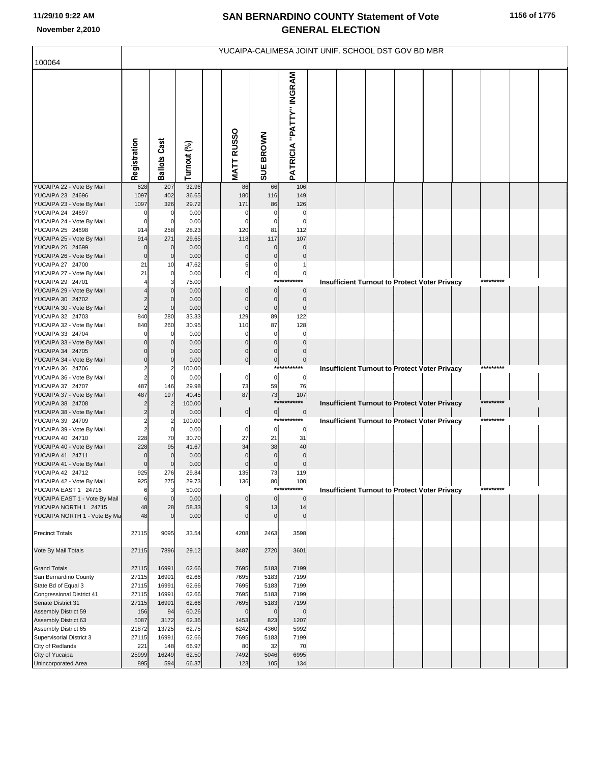# SAN BERNARDINO COUNTY Statement of Vote
# GENERAL ELECTION

11/29/10 9:22 AM
November 2,2010

100064

YUCAIPA-CALIMESA JOINT UNIF. SCHOOL DST GOV BD MBR

| | Registration | Ballots Cast | Turnout (%) | MATT RUSSO | SUE BROWN | PATRICIA "PATTY" INGRAM |
|---|---|---|---|---|---|---|
| YUCAIPA 22 - Vote By Mail | 628 | 207 | 32.96 | 86 | 66 | 106 |
| YUCAIPA 23 24696 | 1097 | 402 | 36.65 | 180 | 116 | 149 |
| YUCAIPA 23 - Vote By Mail | 1097 | 326 | 29.72 | 171 | 86 | 126 |
| YUCAIPA 24 24697 | 0 | 0 | 0.00 | 0 | 0 | 0 |
| YUCAIPA 24 - Vote By Mail | 0 | 0 | 0.00 | 0 | 0 | 0 |
| YUCAIPA 25 24698 | 914 | 258 | 28.23 | 120 | 81 | 112 |
| YUCAIPA 25 - Vote By Mail | 914 | 271 | 29.65 | 118 | 117 | 107 |
| YUCAIPA 26 24699 | 0 | 0 | 0.00 | 0 | 0 | 0 |
| YUCAIPA 26 - Vote By Mail | 0 | 0 | 0.00 | 0 | 0 | 0 |
| YUCAIPA 27 24700 | 21 | 10 | 47.62 | 5 | 0 | 1 |
| YUCAIPA 27 - Vote By Mail | 21 | 0 | 0.00 | 0 | 0 | 0 |
| YUCAIPA 29 24701 | 4 | 3 | 75.00 | Insufficient Turnout to Protect Voter Privacy | | |
| YUCAIPA 29 - Vote By Mail | 4 | 0 | 0.00 | 0 | 0 | 0 |
| YUCAIPA 30 24702 | 2 | 0 | 0.00 | 0 | 0 | 0 |
| YUCAIPA 30 - Vote By Mail | 2 | 0 | 0.00 | 0 | 0 | 0 |
| YUCAIPA 32 24703 | 840 | 280 | 33.33 | 129 | 89 | 122 |
| YUCAIPA 32 - Vote By Mail | 840 | 260 | 30.95 | 110 | 87 | 128 |
| YUCAIPA 33 24704 | 0 | 0 | 0.00 | 0 | 0 | 0 |
| YUCAIPA 33 - Vote By Mail | 0 | 0 | 0.00 | 0 | 0 | 0 |
| YUCAIPA 34 24705 | 0 | 0 | 0.00 | 0 | 0 | 0 |
| YUCAIPA 34 - Vote By Mail | 0 | 0 | 0.00 | 0 | 0 | 0 |
| YUCAIPA 36 24706 | 2 | 2 | 100.00 | Insufficient Turnout to Protect Voter Privacy | | |
| YUCAIPA 36 - Vote By Mail | 2 | 0 | 0.00 | 0 | 0 | 0 |
| YUCAIPA 37 24707 | 487 | 146 | 29.98 | 73 | 59 | 76 |
| YUCAIPA 37 - Vote By Mail | 487 | 197 | 40.45 | 87 | 73 | 107 |
| YUCAIPA 38 24708 | 2 | 2 | 100.00 | Insufficient Turnout to Protect Voter Privacy | | |
| YUCAIPA 38 - Vote By Mail | 2 | 0 | 0.00 | 0 | 0 | 0 |
| YUCAIPA 39 24709 | 2 | 2 | 100.00 | Insufficient Turnout to Protect Voter Privacy | | |
| YUCAIPA 39 - Vote By Mail | 2 | 0 | 0.00 | 0 | 0 | 0 |
| YUCAIPA 40 24710 | 228 | 70 | 30.70 | 27 | 21 | 31 |
| YUCAIPA 40 - Vote By Mail | 228 | 95 | 41.67 | 34 | 38 | 40 |
| YUCAIPA 41 24711 | 0 | 0 | 0.00 | 0 | 0 | 0 |
| YUCAIPA 41 - Vote By Mail | 0 | 0 | 0.00 | 0 | 0 | 0 |
| YUCAIPA 42 24712 | 925 | 276 | 29.84 | 135 | 73 | 119 |
| YUCAIPA 42 - Vote By Mail | 925 | 275 | 29.73 | 136 | 80 | 100 |
| YUCAIPA EAST 1 24716 | 6 | 3 | 50.00 | Insufficient Turnout to Protect Voter Privacy | | |
| YUCAIPA EAST 1 - Vote By Mail | 6 | 0 | 0.00 | 0 | 0 | 0 |
| YUCAIPA NORTH 1 24715 | 48 | 28 | 58.33 | 9 | 13 | 14 |
| YUCAIPA NORTH 1 - Vote By Ma | 48 | 0 | 0.00 | 0 | 0 | 0 |
| Precinct Totals | 27115 | 9095 | 33.54 | 4208 | 2463 | 3598 |
| Vote By Mail Totals | 27115 | 7896 | 29.12 | 3487 | 2720 | 3601 |
| Grand Totals | 27115 | 16991 | 62.66 | 7695 | 5183 | 7199 |
| San Bernardino County | 27115 | 16991 | 62.66 | 7695 | 5183 | 7199 |
| State Bd of Equal 3 | 27115 | 16991 | 62.66 | 7695 | 5183 | 7199 |
| Congressional District 41 | 27115 | 16991 | 62.66 | 7695 | 5183 | 7199 |
| Senate District 31 | 27115 | 16991 | 62.66 | 7695 | 5183 | 7199 |
| Assembly District 59 | 156 | 94 | 60.26 | 0 | 0 | 0 |
| Assembly District 63 | 5087 | 3172 | 62.36 | 1453 | 823 | 1207 |
| Assembly District 65 | 21872 | 13725 | 62.75 | 6242 | 4360 | 5992 |
| Supervisorial District 3 | 27115 | 16991 | 62.66 | 7695 | 5183 | 7199 |
| City of Redlands | 221 | 148 | 66.97 | 80 | 32 | 70 |
| City of Yucaipa | 25999 | 16249 | 62.50 | 7492 | 5046 | 6995 |
| Unincorporated Area | 895 | 594 | 66.37 | 123 | 105 | 134 |